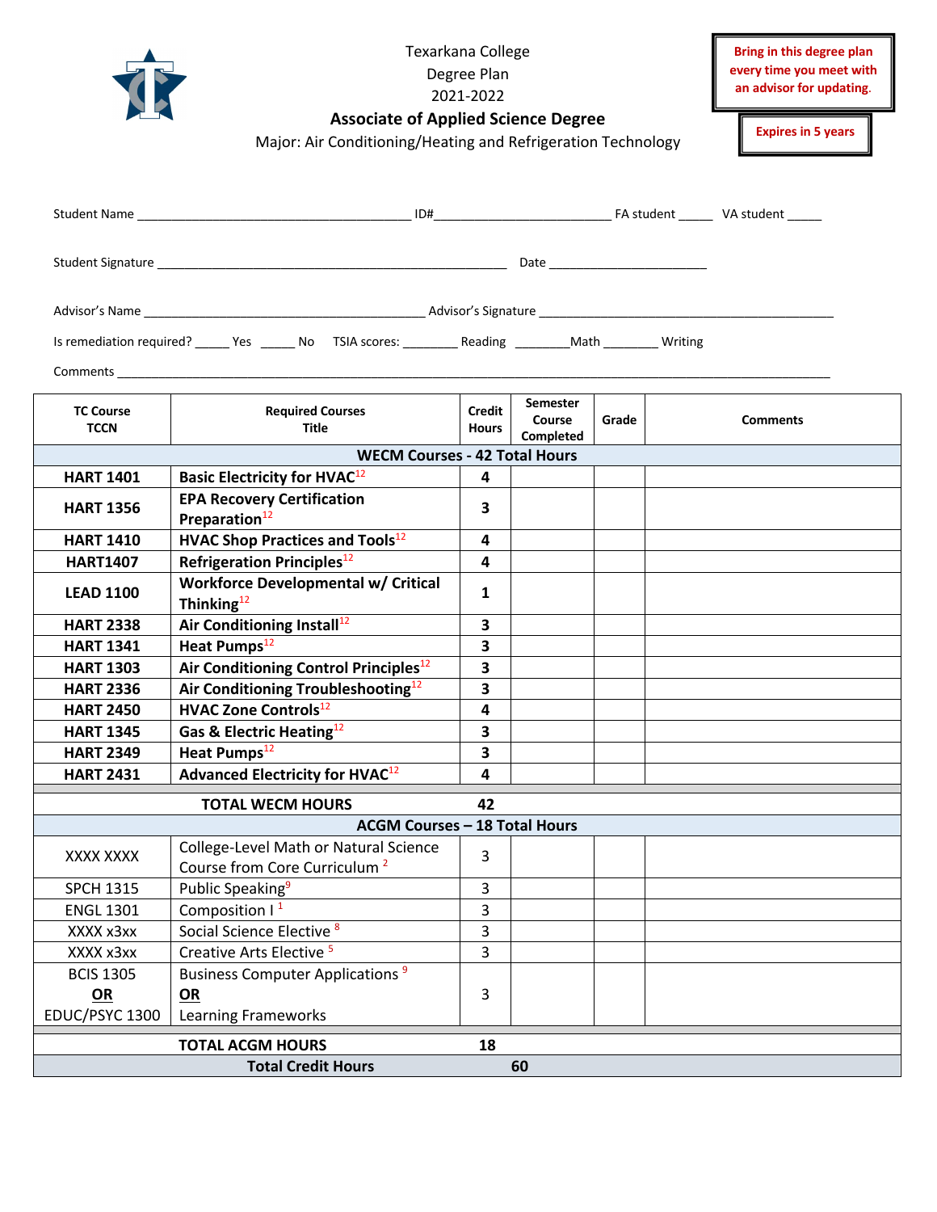Texarkana College
Degree Plan
2021-2022

**Associate of Applied Science Degree**

Major: Air Conditioning/Heating and Refrigeration Technology

**Bring in this degree plan every time you meet with an advisor for updating.**

**Expires in 5 years**

Student Name ________________________________________ ID#_________________________ FA student _____ VA student _____

Student Signature __________________________________________________ Date ______________________

Advisor's Name ________________________________________ Advisor's Signature __________________________________________

Is remediation required? _____ Yes _____ No TSIA scores: ________ Reading ________Math ________ Writing

Comments ____________________________________________________________________________________________________

| TC Course TCCN | Required Courses Title | Credit Hours | Semester Course Completed | Grade | Comments |
|---|---|---|---|---|---|
| **WECM Courses - 42 Total Hours** | | | | | |
| **HART 1401** | **Basic Electricity for HVAC**[12] | **4** | | | |
| **HART 1356** | **EPA Recovery Certification Preparation**[12] | **3** | | | |
| **HART 1410** | **HVAC Shop Practices and Tools**[12] | **4** | | | |
| **HART1407** | **Refrigeration Principles**[12] | **4** | | | |
| **LEAD 1100** | **Workforce Developmental w/ Critical Thinking**[12] | **1** | | | |
| **HART 2338** | **Air Conditioning Install**[12] | **3** | | | |
| **HART 1341** | **Heat Pumps**[12] | **3** | | | |
| **HART 1303** | **Air Conditioning Control Principles**[12] | **3** | | | |
| **HART 2336** | **Air Conditioning Troubleshooting**[12] | **3** | | | |
| **HART 2450** | **HVAC Zone Controls**[12] | **4** | | | |
| **HART 1345** | **Gas & Electric Heating**[12] | **3** | | | |
| **HART 2349** | **Heat Pumps**[12] | **3** | | | |
| **HART 2431** | **Advanced Electricity for HVAC**[12] | **4** | | | |
| | **TOTAL WECM HOURS** | **42** | | | |
| **ACGM Courses – 18 Total Hours** | | | | | |
| XXXX XXXX | College-Level Math or Natural Science Course from Core Curriculum [2] | 3 | | | |
| SPCH 1315 | Public Speaking[9] | 3 | | | |
| ENGL 1301 | Composition I [1] | 3 | | | |
| XXXX x3xx | Social Science Elective [8] | 3 | | | |
| XXXX x3xx | Creative Arts Elective [5] | 3 | | | |
| BCIS 1305 **OR** EDUC/PSYC 1300 | Business Computer Applications [9] **OR** Learning Frameworks | 3 | | | |
| | **TOTAL ACGM HOURS** | **18** | | | |
| | **Total Credit Hours** | | **60** | | |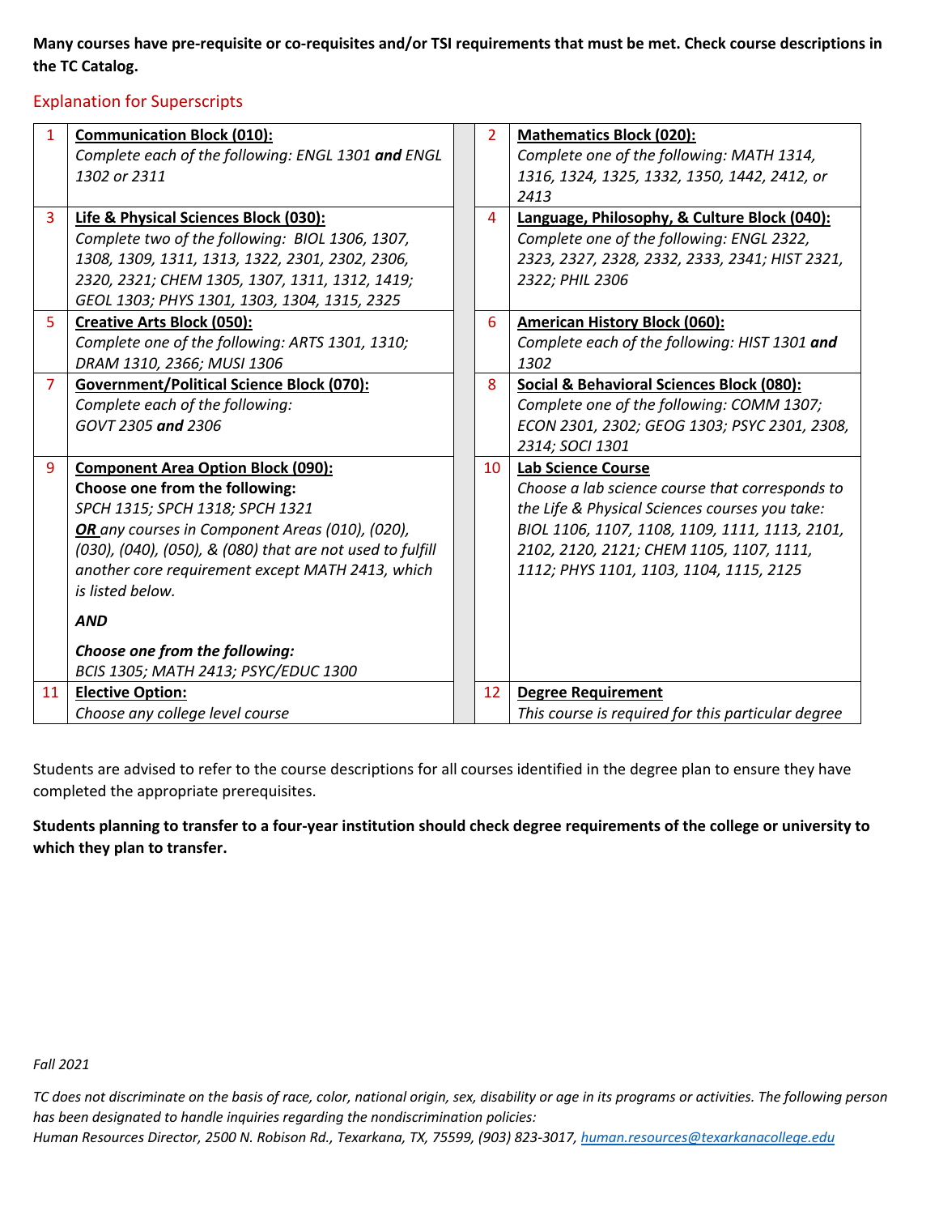**Many courses have pre-requisite or co-requisites and/or TSI requirements that must be met. Check course descriptions in the TC Catalog.**

Explanation for Superscripts

| | | | |
|---|---|---|---|
| 1 | **Communication Block (010):** *Complete each of the following: ENGL 1301 **and** ENGL 1302 or 2311* | 2 | **Mathematics Block (020):** *Complete one of the following: MATH 1314, 1316, 1324, 1325, 1332, 1350, 1442, 2412, or 2413* |
| 3 | **Life & Physical Sciences Block (030):** *Complete two of the following: BIOL 1306, 1307, 1308, 1309, 1311, 1313, 1322, 2301, 2302, 2306, 2320, 2321; CHEM 1305, 1307, 1311, 1312, 1419; GEOL 1303; PHYS 1301, 1303, 1304, 1315, 2325* | 4 | **Language, Philosophy, & Culture Block (040):** *Complete one of the following: ENGL 2322, 2323, 2327, 2328, 2332, 2333, 2341; HIST 2321, 2322; PHIL 2306* |
| 5 | **Creative Arts Block (050):** *Complete one of the following: ARTS 1301, 1310; DRAM 1310, 2366; MUSI 1306* | 6 | **American History Block (060):** *Complete each of the following: HIST 1301 **and** 1302* |
| 7 | **Government/Political Science Block (070):** *Complete each of the following: GOVT 2305 **and** 2306* | 8 | **Social & Behavioral Sciences Block (080):** *Complete one of the following: COMM 1307; ECON 2301, 2302; GEOG 1303; PSYC 2301, 2308, 2314; SOCI 1301* |
| 9 | **Component Area Option Block (090):** **Choose one from the following:** *SPCH 1315; SPCH 1318; SPCH 1321* ***OR*** *any courses in Component Areas (010), (020), (030), (040), (050), & (080) that are not used to fulfill another core requirement except MATH 2413, which is listed below.* ***AND*** ***Choose one from the following:*** *BCIS 1305; MATH 2413; PSYC/EDUC 1300* | 10 | **Lab Science Course** *Choose a lab science course that corresponds to the Life & Physical Sciences courses you take: BIOL 1106, 1107, 1108, 1109, 1111, 1113, 2101, 2102, 2120, 2121; CHEM 1105, 1107, 1111, 1112; PHYS 1101, 1103, 1104, 1115, 2125* |
| 11 | **Elective Option:** *Choose any college level course* | 12 | **Degree Requirement** *This course is required for this particular degree* |

Students are advised to refer to the course descriptions for all courses identified in the degree plan to ensure they have completed the appropriate prerequisites.

**Students planning to transfer to a four-year institution should check degree requirements of the college or university to which they plan to transfer.**

*Fall 2021*

*TC does not discriminate on the basis of race, color, national origin, sex, disability or age in its programs or activities. The following person has been designated to handle inquiries regarding the nondiscrimination policies:*
*Human Resources Director, 2500 N. Robison Rd., Texarkana, TX, 75599, (903) 823-3017, human.resources@texarkanacollege.edu*